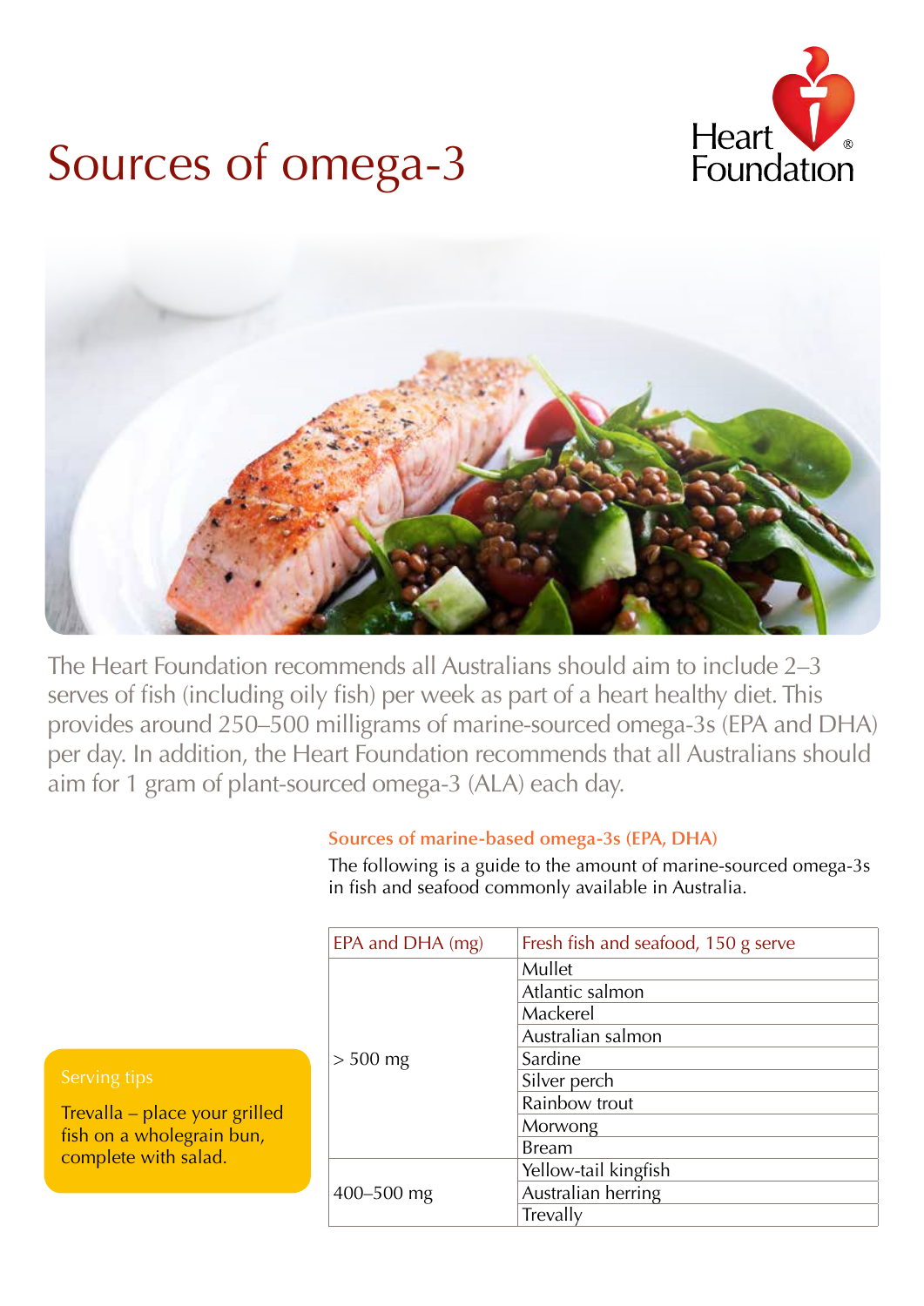# Sources of omega-3

Heart Foundation

The Heart Foundation recommends all Australians should aim to include 2–3 serves of fish (including oily fish) per week as part of a heart healthy diet. This provides around 250–500 milligrams of marine-sourced omega-3s (EPA and DHA) per day. In addition, the Heart Foundation recommends that all Australians should aim for 1 gram of plant-sourced omega-3 (ALA) each day.

## Sources of marine-based omega-3s (EPA, DHA)

The following is a guide to the amount of marine-sourced omega-3s in fish and seafood commonly available in Australia.

| EPA and DHA (mg) | Fresh fish and seafood, 150 g serve |
|---|---|
| > 500 mg | Mullet |
| | Atlantic salmon |
| | Mackerel |
| | Australian salmon |
| | Sardine |
| | Silver perch |
| | Rainbow trout |
| | Morwong |
| | Bream |
| 400–500 mg | Yellow-tail kingfish |
| | Australian herring |
| | Trevally |

**Serving tips**

Trevalla – place your grilled fish on a wholegrain bun, complete with salad.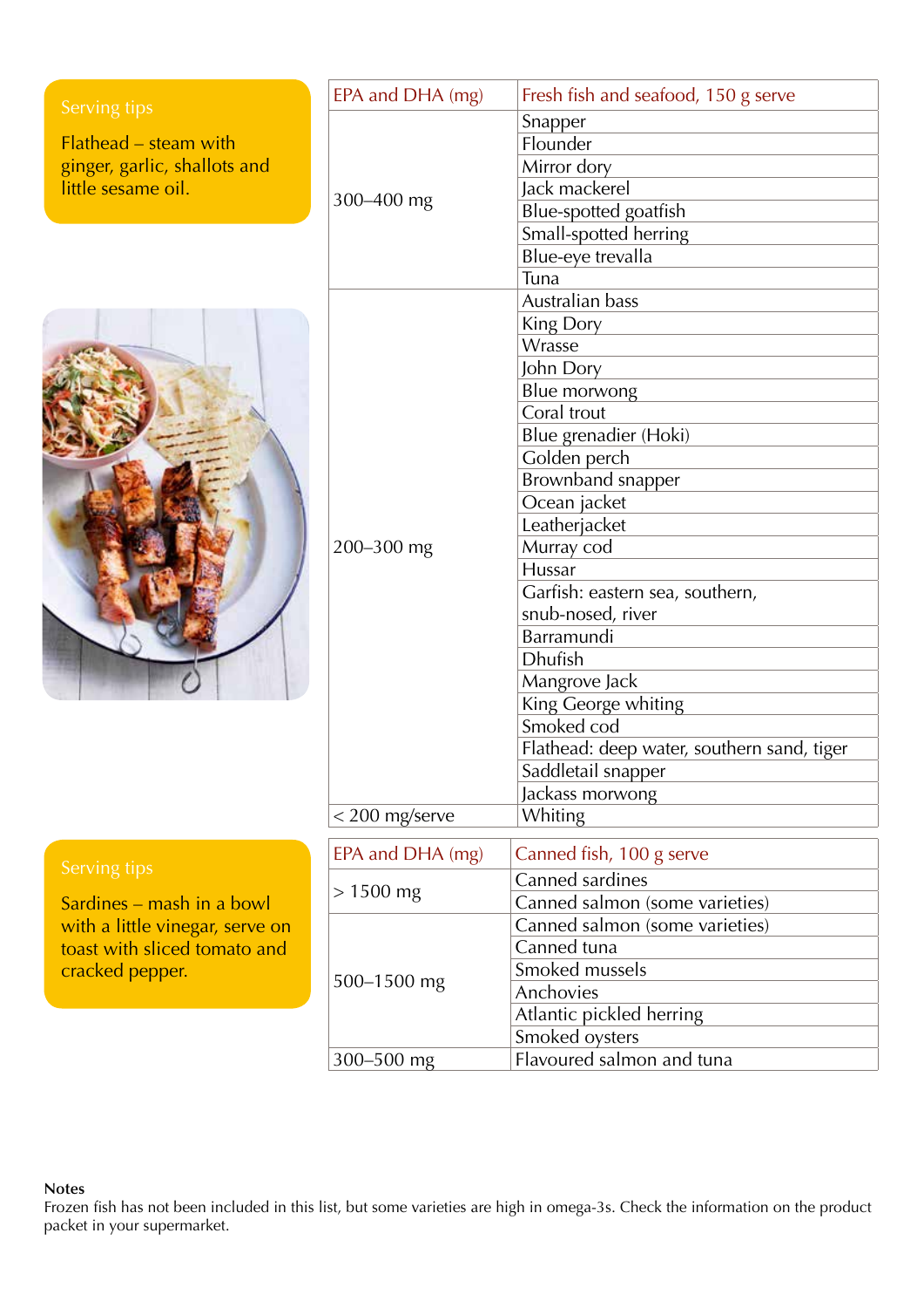> **Serving tips**
>
> Flathead – steam with ginger, garlic, shallots and little sesame oil.

| EPA and DHA (mg) | Fresh fish and seafood, 150 g serve |
|---|---|
| 300–400 mg | Snapper |
| | Flounder |
| | Mirror dory |
| | Jack mackerel |
| | Blue-spotted goatfish |
| | Small-spotted herring |
| | Blue-eye trevalla |
| | Tuna |
| 200–300 mg | Australian bass |
| | King Dory |
| | Wrasse |
| | John Dory |
| | Blue morwong |
| | Coral trout |
| | Blue grenadier (Hoki) |
| | Golden perch |
| | Brownband snapper |
| | Ocean jacket |
| | Leatherjacket |
| | Murray cod |
| | Hussar |
| | Garfish: eastern sea, southern, snub-nosed, river |
| | Barramundi |
| | Dhufish |
| | Mangrove Jack |
| | King George whiting |
| | Smoked cod |
| | Flathead: deep water, southern sand, tiger |
| | Saddletail snapper |
| | Jackass morwong |
| < 200 mg/serve | Whiting |

> **Serving tips**
>
> Sardines – mash in a bowl with a little vinegar, serve on toast with sliced tomato and cracked pepper.

| EPA and DHA (mg) | Canned fish, 100 g serve |
|---|---|
| > 1500 mg | Canned sardines |
| | Canned salmon (some varieties) |
| 500–1500 mg | Canned salmon (some varieties) |
| | Canned tuna |
| | Smoked mussels |
| | Anchovies |
| | Atlantic pickled herring |
| | Smoked oysters |
| 300–500 mg | Flavoured salmon and tuna |

**Notes**

Frozen fish has not been included in this list, but some varieties are high in omega-3s. Check the information on the product packet in your supermarket.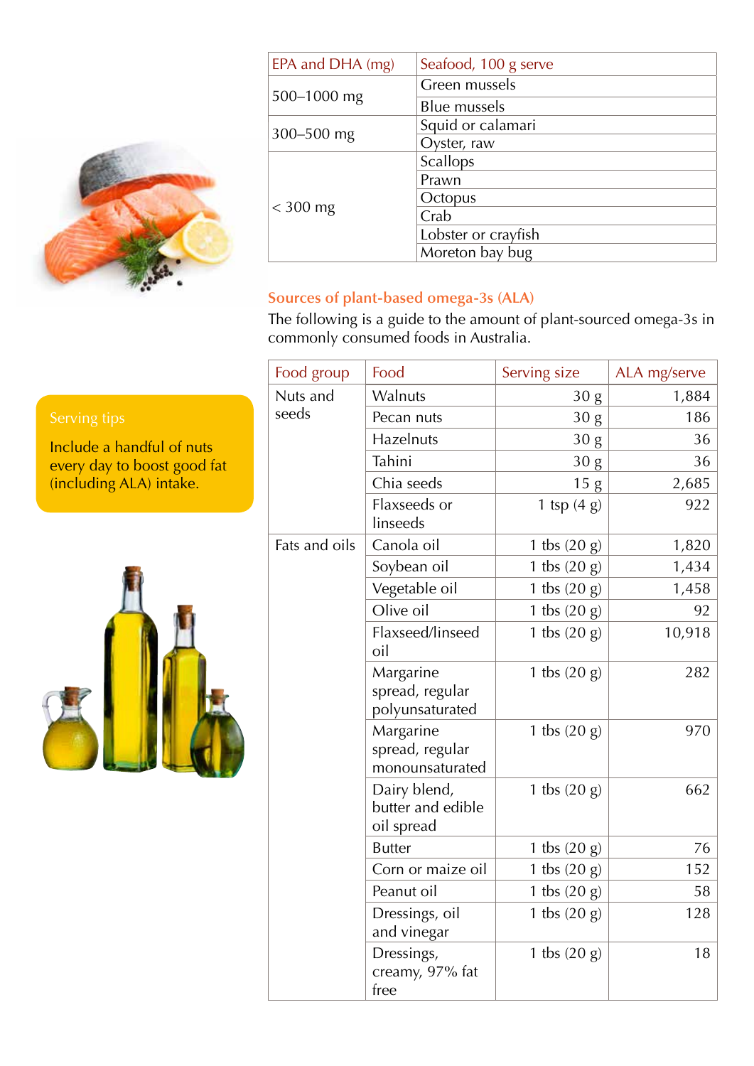| EPA and DHA (mg) | Seafood, 100 g serve |
|---|---|
| 500–1000 mg | Green mussels |
| | Blue mussels |
| 300–500 mg | Squid or calamari |
| | Oyster, raw |
| < 300 mg | Scallops |
| | Prawn |
| | Octopus |
| | Crab |
| | Lobster or crayfish |
| | Moreton bay bug |

Serving tips

Include a handful of nuts every day to boost good fat (including ALA) intake.

## Sources of plant-based omega-3s (ALA)

The following is a guide to the amount of plant-sourced omega-3s in commonly consumed foods in Australia.

| Food group | Food | Serving size | ALA mg/serve |
|---|---|---|---|
| Nuts and seeds | Walnuts | 30 g | 1,884 |
| | Pecan nuts | 30 g | 186 |
| | Hazelnuts | 30 g | 36 |
| | Tahini | 30 g | 36 |
| | Chia seeds | 15 g | 2,685 |
| | Flaxseeds or linseeds | 1 tsp (4 g) | 922 |
| Fats and oils | Canola oil | 1 tbs (20 g) | 1,820 |
| | Soybean oil | 1 tbs (20 g) | 1,434 |
| | Vegetable oil | 1 tbs (20 g) | 1,458 |
| | Olive oil | 1 tbs (20 g) | 92 |
| | Flaxseed/linseed oil | 1 tbs (20 g) | 10,918 |
| | Margarine spread, regular polyunsaturated | 1 tbs (20 g) | 282 |
| | Margarine spread, regular monounsaturated | 1 tbs (20 g) | 970 |
| | Dairy blend, butter and edible oil spread | 1 tbs (20 g) | 662 |
| | Butter | 1 tbs (20 g) | 76 |
| | Corn or maize oil | 1 tbs (20 g) | 152 |
| | Peanut oil | 1 tbs (20 g) | 58 |
| | Dressings, oil and vinegar | 1 tbs (20 g) | 128 |
| | Dressings, creamy, 97% fat free | 1 tbs (20 g) | 18 |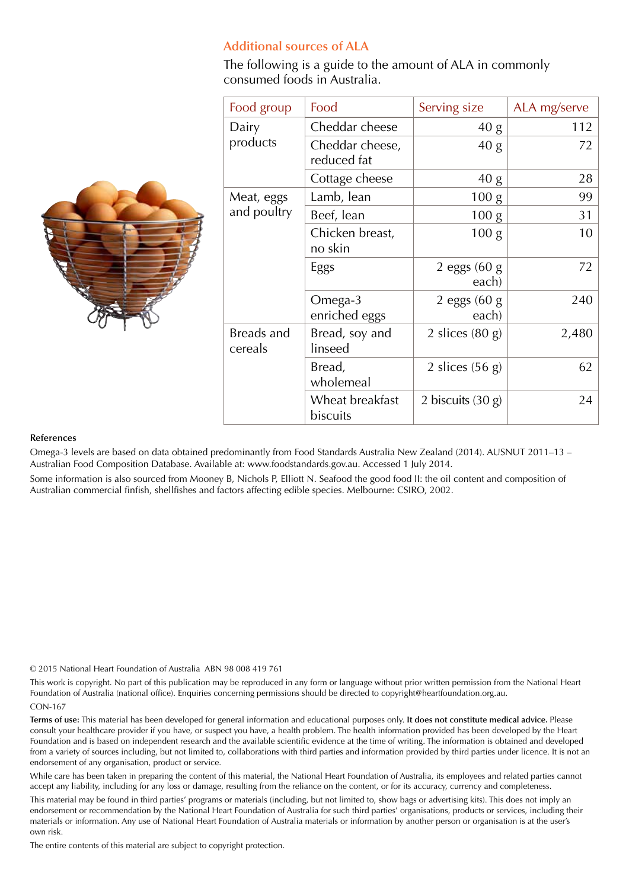## Additional sources of ALA

The following is a guide to the amount of ALA in commonly consumed foods in Australia.

| Food group | Food | Serving size | ALA mg/serve |
|---|---|---|---|
| Dairy products | Cheddar cheese | 40 g | 112 |
| | Cheddar cheese, reduced fat | 40 g | 72 |
| | Cottage cheese | 40 g | 28 |
| Meat, eggs and poultry | Lamb, lean | 100 g | 99 |
| | Beef, lean | 100 g | 31 |
| | Chicken breast, no skin | 100 g | 10 |
| | Eggs | 2 eggs (60 g each) | 72 |
| | Omega-3 enriched eggs | 2 eggs (60 g each) | 240 |
| Breads and cereals | Bread, soy and linseed | 2 slices (80 g) | 2,480 |
| | Bread, wholemeal | 2 slices (56 g) | 62 |
| | Wheat breakfast biscuits | 2 biscuits (30 g) | 24 |

**References**

Omega-3 levels are based on data obtained predominantly from Food Standards Australia New Zealand (2014). AUSNUT 2011–13 – Australian Food Composition Database. Available at: www.foodstandards.gov.au. Accessed 1 July 2014.

Some information is also sourced from Mooney B, Nichols P, Elliott N. Seafood the good food II: the oil content and composition of Australian commercial finfish, shellfishes and factors affecting edible species. Melbourne: CSIRO, 2002.

© 2015 National Heart Foundation of Australia ABN 98 008 419 761

This work is copyright. No part of this publication may be reproduced in any form or language without prior written permission from the National Heart Foundation of Australia (national office). Enquiries concerning permissions should be directed to copyright@heartfoundation.org.au.

CON-167

**Terms of use:** This material has been developed for general information and educational purposes only. **It does not constitute medical advice.** Please consult your healthcare provider if you have, or suspect you have, a health problem. The health information provided has been developed by the Heart Foundation and is based on independent research and the available scientific evidence at the time of writing. The information is obtained and developed from a variety of sources including, but not limited to, collaborations with third parties and information provided by third parties under licence. It is not an endorsement of any organisation, product or service.

While care has been taken in preparing the content of this material, the National Heart Foundation of Australia, its employees and related parties cannot accept any liability, including for any loss or damage, resulting from the reliance on the content, or for its accuracy, currency and completeness.

This material may be found in third parties' programs or materials (including, but not limited to, show bags or advertising kits). This does not imply an endorsement or recommendation by the National Heart Foundation of Australia for such third parties' organisations, products or services, including their materials or information. Any use of National Heart Foundation of Australia materials or information by another person or organisation is at the user's own risk.

The entire contents of this material are subject to copyright protection.